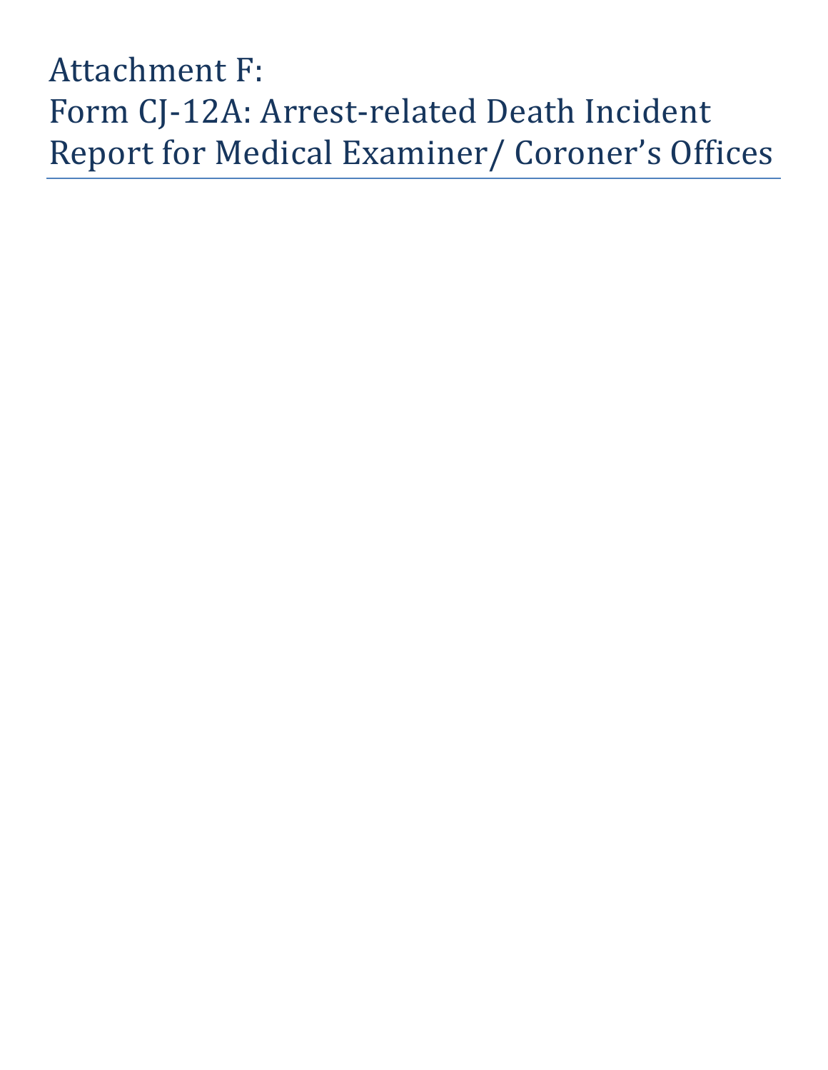# Attachment F:
# Form CJ-12A: Arrest-related Death Incident Report for Medical Examiner/ Coroner's Offices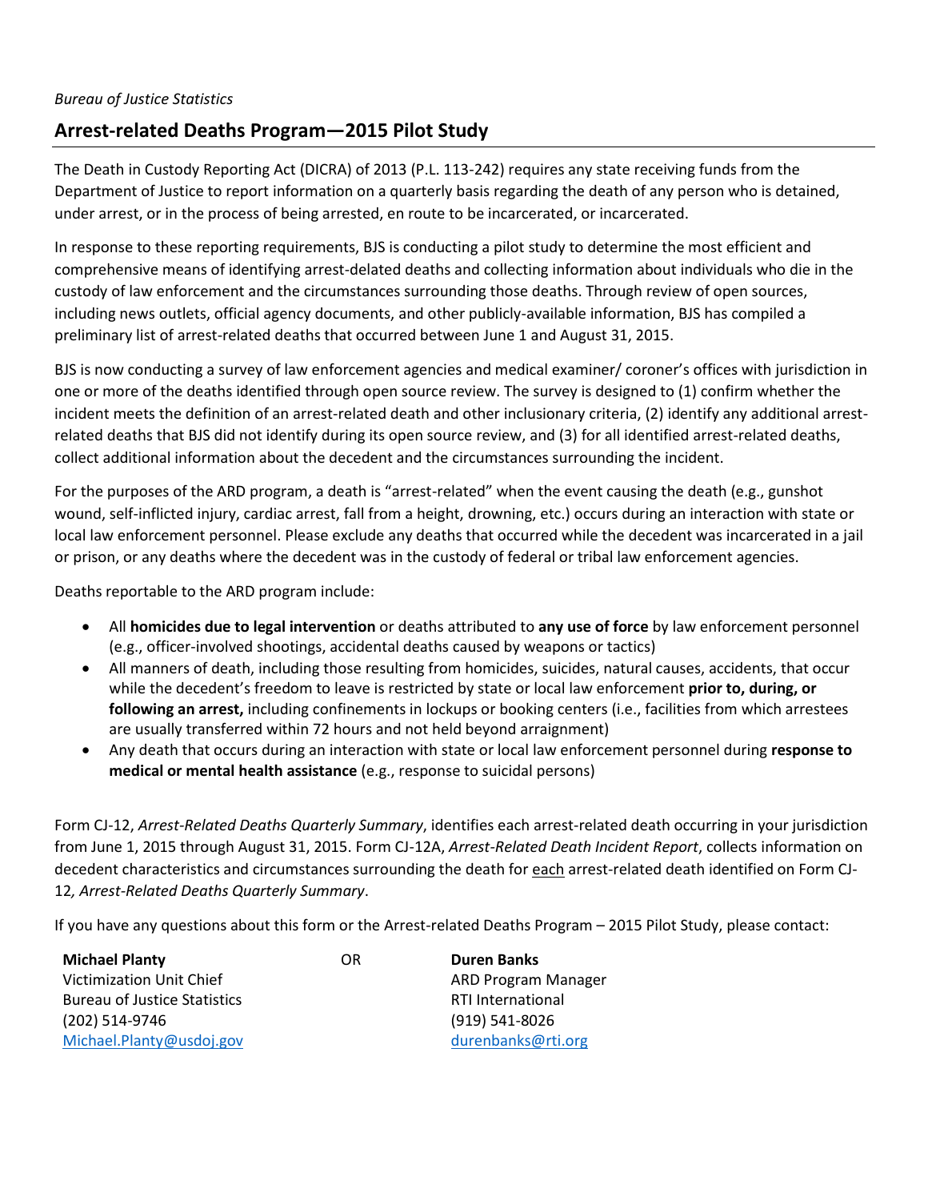*Bureau of Justice Statistics*

## Arrest-related Deaths Program—2015 Pilot Study

The Death in Custody Reporting Act (DICRA) of 2013 (P.L. 113-242) requires any state receiving funds from the Department of Justice to report information on a quarterly basis regarding the death of any person who is detained, under arrest, or in the process of being arrested, en route to be incarcerated, or incarcerated.

In response to these reporting requirements, BJS is conducting a pilot study to determine the most efficient and comprehensive means of identifying arrest-delated deaths and collecting information about individuals who die in the custody of law enforcement and the circumstances surrounding those deaths. Through review of open sources, including news outlets, official agency documents, and other publicly-available information, BJS has compiled a preliminary list of arrest-related deaths that occurred between June 1 and August 31, 2015.

BJS is now conducting a survey of law enforcement agencies and medical examiner/ coroner's offices with jurisdiction in one or more of the deaths identified through open source review. The survey is designed to (1) confirm whether the incident meets the definition of an arrest-related death and other inclusionary criteria, (2) identify any additional arrest-related deaths that BJS did not identify during its open source review, and (3) for all identified arrest-related deaths, collect additional information about the decedent and the circumstances surrounding the incident.

For the purposes of the ARD program, a death is "arrest-related" when the event causing the death (e.g., gunshot wound, self-inflicted injury, cardiac arrest, fall from a height, drowning, etc.) occurs during an interaction with state or local law enforcement personnel. Please exclude any deaths that occurred while the decedent was incarcerated in a jail or prison, or any deaths where the decedent was in the custody of federal or tribal law enforcement agencies.

Deaths reportable to the ARD program include:

- All **homicides due to legal intervention** or deaths attributed to **any use of force** by law enforcement personnel (e.g., officer-involved shootings, accidental deaths caused by weapons or tactics)
- All manners of death, including those resulting from homicides, suicides, natural causes, accidents, that occur while the decedent's freedom to leave is restricted by state or local law enforcement **prior to, during, or following an arrest,** including confinements in lockups or booking centers (i.e., facilities from which arrestees are usually transferred within 72 hours and not held beyond arraignment)
- Any death that occurs during an interaction with state or local law enforcement personnel during **response to medical or mental health assistance** (e.g., response to suicidal persons)

Form CJ-12, *Arrest-Related Deaths Quarterly Summary*, identifies each arrest-related death occurring in your jurisdiction from June 1, 2015 through August 31, 2015. Form CJ-12A, *Arrest-Related Death Incident Report*, collects information on decedent characteristics and circumstances surrounding the death for <u>each</u> arrest-related death identified on Form CJ-12*, Arrest-Related Deaths Quarterly Summary*.

If you have any questions about this form or the Arrest-related Deaths Program – 2015 Pilot Study, please contact:

**Michael Planty**
Victimization Unit Chief
Bureau of Justice Statistics
(202) 514-9746
Michael.Planty@usdoj.gov

OR

**Duren Banks**
ARD Program Manager
RTI International
(919) 541-8026
durenbanks@rti.org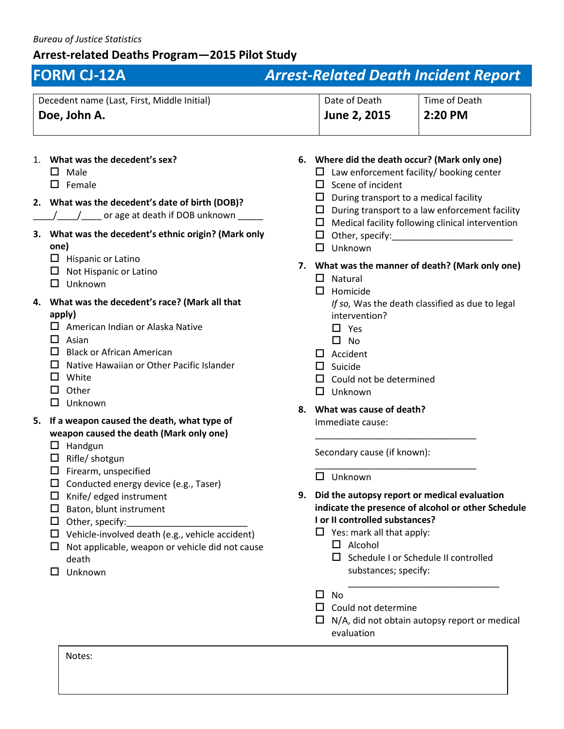*Bureau of Justice Statistics*

## Arrest-related Deaths Program—2015 Pilot Study

# FORM CJ-12A *Arrest-Related Death Incident Report*

| Decedent name (Last, First, Middle Initial) | Date of Death | Time of Death |
|---|---|---|
| **Doe, John A.** | **June 2, 2015** | **2:20 PM** |

1. **What was the decedent's sex?**
   - ☐ Male
   - ☐ Female

2. **What was the decedent's date of birth (DOB)?**
   ____/____/____ or age at death if DOB unknown _____

3. **What was the decedent's ethnic origin? (Mark only one)**
   - ☐ Hispanic or Latino
   - ☐ Not Hispanic or Latino
   - ☐ Unknown

4. **What was the decedent's race? (Mark all that apply)**
   - ☐ American Indian or Alaska Native
   - ☐ Asian
   - ☐ Black or African American
   - ☐ Native Hawaiian or Other Pacific Islander
   - ☐ White
   - ☐ Other
   - ☐ Unknown

5. **If a weapon caused the death, what type of weapon caused the death (Mark only one)**
   - ☐ Handgun
   - ☐ Rifle/ shotgun
   - ☐ Firearm, unspecified
   - ☐ Conducted energy device (e.g., Taser)
   - ☐ Knife/ edged instrument
   - ☐ Baton, blunt instrument
   - ☐ Other, specify:________________________
   - ☐ Vehicle-involved death (e.g., vehicle accident)
   - ☐ Not applicable, weapon or vehicle did not cause death
   - ☐ Unknown

6. **Where did the death occur? (Mark only one)**
   - ☐ Law enforcement facility/ booking center
   - ☐ Scene of incident
   - ☐ During transport to a medical facility
   - ☐ During transport to a law enforcement facility
   - ☐ Medical facility following clinical intervention
   - ☐ Other, specify:________________________
   - ☐ Unknown

7. **What was the manner of death? (Mark only one)**
   - ☐ Natural
   - ☐ Homicide
     *If so,* Was the death classified as due to legal intervention?
     - ☐ Yes
     - ☐ No
   - ☐ Accident
   - ☐ Suicide
   - ☐ Could not be determined
   - ☐ Unknown

8. **What was cause of death?**
   Immediate cause:
   ________________________________
   Secondary cause (if known):
   ________________________________
   - ☐ Unknown

9. **Did the autopsy report or medical evaluation indicate the presence of alcohol or other Schedule I or II controlled substances?**
   - ☐ Yes: mark all that apply:
     - ☐ Alcohol
     - ☐ Schedule I or Schedule II controlled substances; specify:
       ______________________________
   - ☐ No
   - ☐ Could not determine
   - ☐ N/A, did not obtain autopsy report or medical evaluation

Notes: